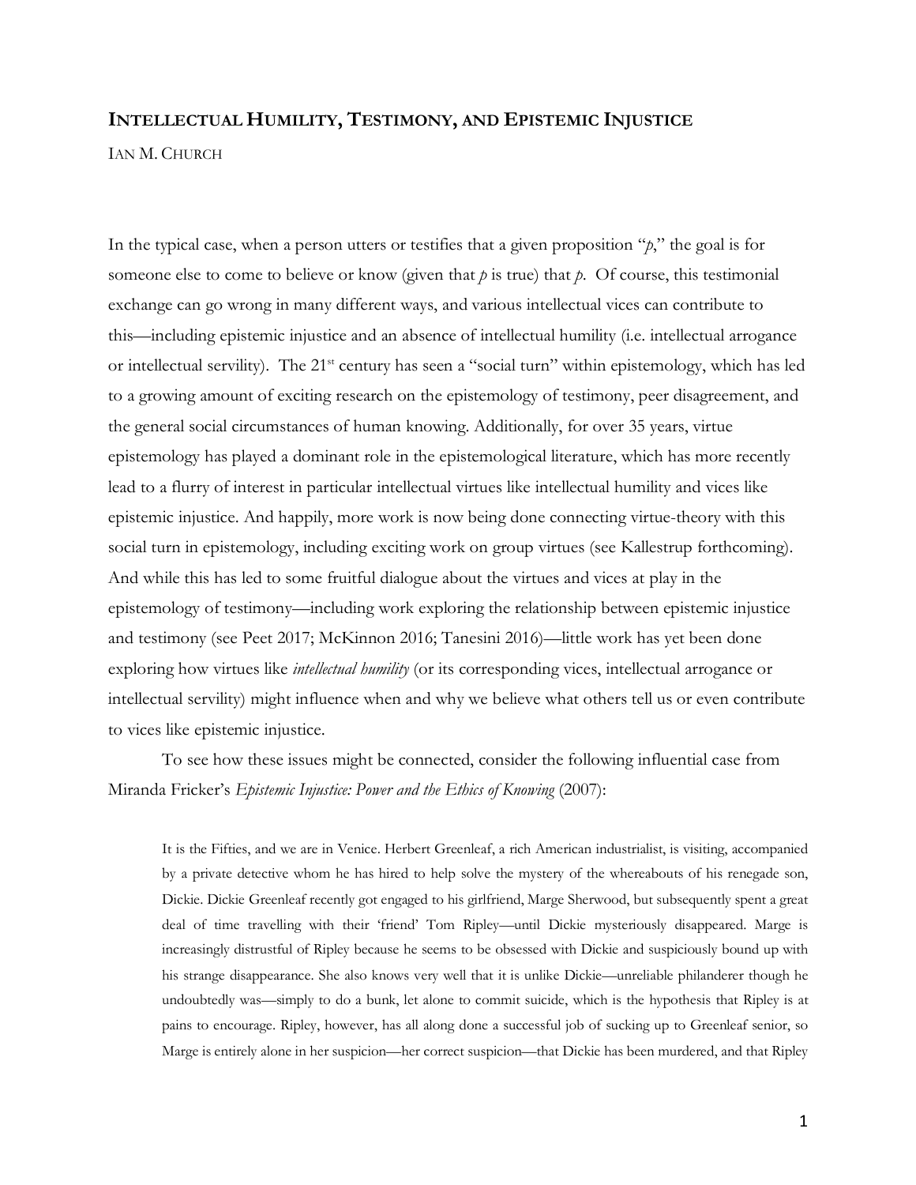# INTELLECTUAL HUMILITY, TESTIMONY, AND EPISTEMIC INJUSTICE

IAN M. CHURCH

In the typical case, when a person utters or testifies that a given proposition "*p*," the goal is for someone else to come to believe or know (given that *p* is true) that *p*. Of course, this testimonial exchange can go wrong in many different ways, and various intellectual vices can contribute to this—including epistemic injustice and an absence of intellectual humility (i.e. intellectual arrogance or intellectual servility). The 21st century has seen a "social turn" within epistemology, which has led to a growing amount of exciting research on the epistemology of testimony, peer disagreement, and the general social circumstances of human knowing. Additionally, for over 35 years, virtue epistemology has played a dominant role in the epistemological literature, which has more recently lead to a flurry of interest in particular intellectual virtues like intellectual humility and vices like epistemic injustice. And happily, more work is now being done connecting virtue-theory with this social turn in epistemology, including exciting work on group virtues (see Kallestrup forthcoming). And while this has led to some fruitful dialogue about the virtues and vices at play in the epistemology of testimony—including work exploring the relationship between epistemic injustice and testimony (see Peet 2017; McKinnon 2016; Tanesini 2016)—little work has yet been done exploring how virtues like *intellectual humility* (or its corresponding vices, intellectual arrogance or intellectual servility) might influence when and why we believe what others tell us or even contribute to vices like epistemic injustice.

To see how these issues might be connected, consider the following influential case from Miranda Fricker's *Epistemic Injustice: Power and the Ethics of Knowing* (2007):

> It is the Fifties, and we are in Venice. Herbert Greenleaf, a rich American industrialist, is visiting, accompanied by a private detective whom he has hired to help solve the mystery of the whereabouts of his renegade son, Dickie. Dickie Greenleaf recently got engaged to his girlfriend, Marge Sherwood, but subsequently spent a great deal of time travelling with their 'friend' Tom Ripley—until Dickie mysteriously disappeared. Marge is increasingly distrustful of Ripley because he seems to be obsessed with Dickie and suspiciously bound up with his strange disappearance. She also knows very well that it is unlike Dickie—unreliable philanderer though he undoubtedly was—simply to do a bunk, let alone to commit suicide, which is the hypothesis that Ripley is at pains to encourage. Ripley, however, has all along done a successful job of sucking up to Greenleaf senior, so Marge is entirely alone in her suspicion—her correct suspicion—that Dickie has been murdered, and that Ripley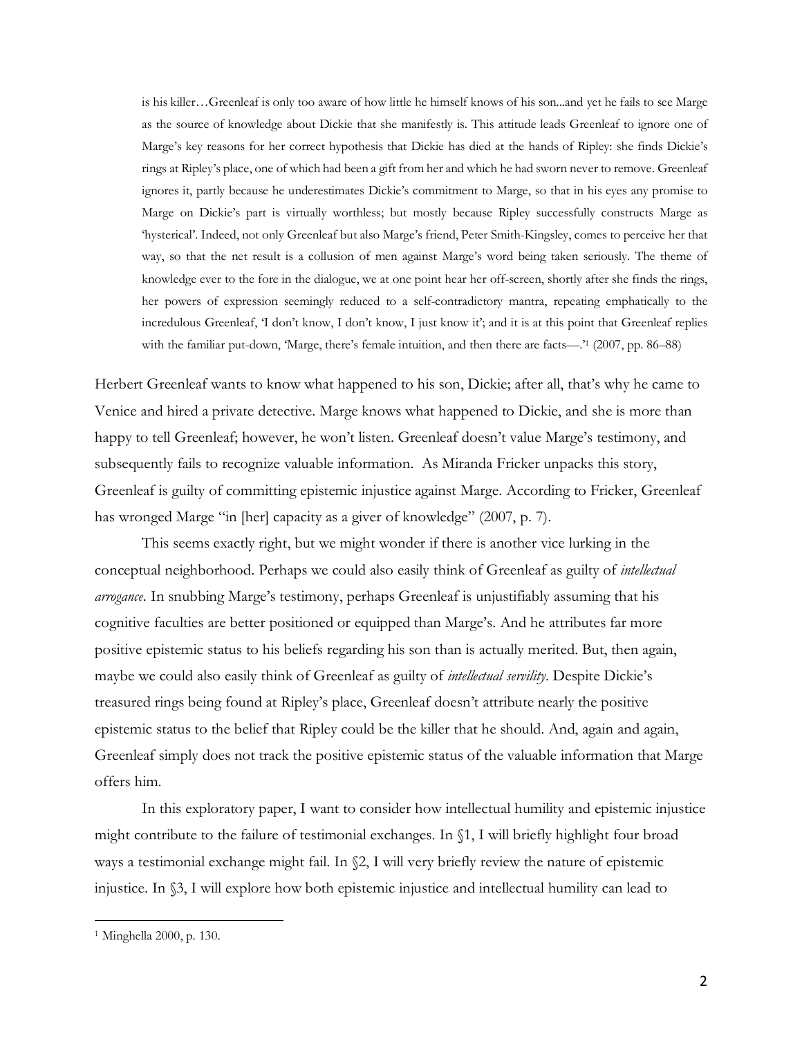> is his killer…Greenleaf is only too aware of how little he himself knows of his son...and yet he fails to see Marge as the source of knowledge about Dickie that she manifestly is. This attitude leads Greenleaf to ignore one of Marge's key reasons for her correct hypothesis that Dickie has died at the hands of Ripley: she finds Dickie's rings at Ripley's place, one of which had been a gift from her and which he had sworn never to remove. Greenleaf ignores it, partly because he underestimates Dickie's commitment to Marge, so that in his eyes any promise to Marge on Dickie's part is virtually worthless; but mostly because Ripley successfully constructs Marge as 'hysterical'. Indeed, not only Greenleaf but also Marge's friend, Peter Smith-Kingsley, comes to perceive her that way, so that the net result is a collusion of men against Marge's word being taken seriously. The theme of knowledge ever to the fore in the dialogue, we at one point hear her off-screen, shortly after she finds the rings, her powers of expression seemingly reduced to a self-contradictory mantra, repeating emphatically to the incredulous Greenleaf, 'I don't know, I don't know, I just know it'; and it is at this point that Greenleaf replies with the familiar put-down, 'Marge, there's female intuition, and then there are facts—.'[1] (2007, pp. 86–88)

Herbert Greenleaf wants to know what happened to his son, Dickie; after all, that's why he came to Venice and hired a private detective. Marge knows what happened to Dickie, and she is more than happy to tell Greenleaf; however, he won't listen. Greenleaf doesn't value Marge's testimony, and subsequently fails to recognize valuable information. As Miranda Fricker unpacks this story, Greenleaf is guilty of committing epistemic injustice against Marge. According to Fricker, Greenleaf has wronged Marge "in [her] capacity as a giver of knowledge" (2007, p. 7).

This seems exactly right, but we might wonder if there is another vice lurking in the conceptual neighborhood. Perhaps we could also easily think of Greenleaf as guilty of *intellectual arrogance*. In snubbing Marge's testimony, perhaps Greenleaf is unjustifiably assuming that his cognitive faculties are better positioned or equipped than Marge's. And he attributes far more positive epistemic status to his beliefs regarding his son than is actually merited. But, then again, maybe we could also easily think of Greenleaf as guilty of *intellectual servility*. Despite Dickie's treasured rings being found at Ripley's place, Greenleaf doesn't attribute nearly the positive epistemic status to the belief that Ripley could be the killer that he should. And, again and again, Greenleaf simply does not track the positive epistemic status of the valuable information that Marge offers him.

In this exploratory paper, I want to consider how intellectual humility and epistemic injustice might contribute to the failure of testimonial exchanges. In §1, I will briefly highlight four broad ways a testimonial exchange might fail. In §2, I will very briefly review the nature of epistemic injustice. In §3, I will explore how both epistemic injustice and intellectual humility can lead to

[1] Minghella 2000, p. 130.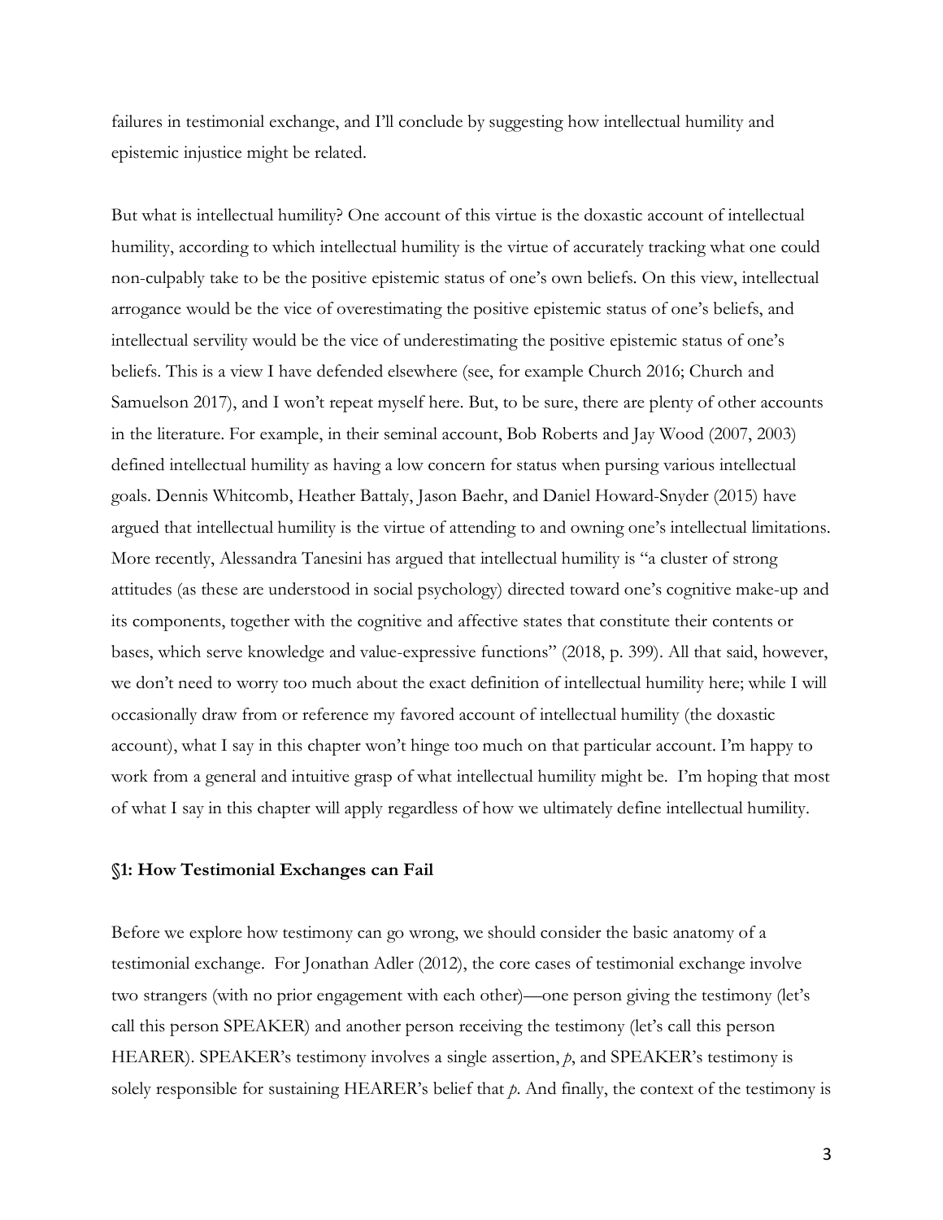failures in testimonial exchange, and I'll conclude by suggesting how intellectual humility and epistemic injustice might be related.

But what is intellectual humility? One account of this virtue is the doxastic account of intellectual humility, according to which intellectual humility is the virtue of accurately tracking what one could non-culpably take to be the positive epistemic status of one's own beliefs. On this view, intellectual arrogance would be the vice of overestimating the positive epistemic status of one's beliefs, and intellectual servility would be the vice of underestimating the positive epistemic status of one's beliefs. This is a view I have defended elsewhere (see, for example Church 2016; Church and Samuelson 2017), and I won't repeat myself here. But, to be sure, there are plenty of other accounts in the literature. For example, in their seminal account, Bob Roberts and Jay Wood (2007, 2003) defined intellectual humility as having a low concern for status when pursing various intellectual goals. Dennis Whitcomb, Heather Battaly, Jason Baehr, and Daniel Howard-Snyder (2015) have argued that intellectual humility is the virtue of attending to and owning one's intellectual limitations. More recently, Alessandra Tanesini has argued that intellectual humility is "a cluster of strong attitudes (as these are understood in social psychology) directed toward one's cognitive make-up and its components, together with the cognitive and affective states that constitute their contents or bases, which serve knowledge and value-expressive functions" (2018, p. 399). All that said, however, we don't need to worry too much about the exact definition of intellectual humility here; while I will occasionally draw from or reference my favored account of intellectual humility (the doxastic account), what I say in this chapter won't hinge too much on that particular account. I'm happy to work from a general and intuitive grasp of what intellectual humility might be. I'm hoping that most of what I say in this chapter will apply regardless of how we ultimately define intellectual humility.

## §1: How Testimonial Exchanges can Fail

Before we explore how testimony can go wrong, we should consider the basic anatomy of a testimonial exchange. For Jonathan Adler (2012), the core cases of testimonial exchange involve two strangers (with no prior engagement with each other)—one person giving the testimony (let's call this person SPEAKER) and another person receiving the testimony (let's call this person HEARER). SPEAKER's testimony involves a single assertion, *p*, and SPEAKER's testimony is solely responsible for sustaining HEARER's belief that *p*. And finally, the context of the testimony is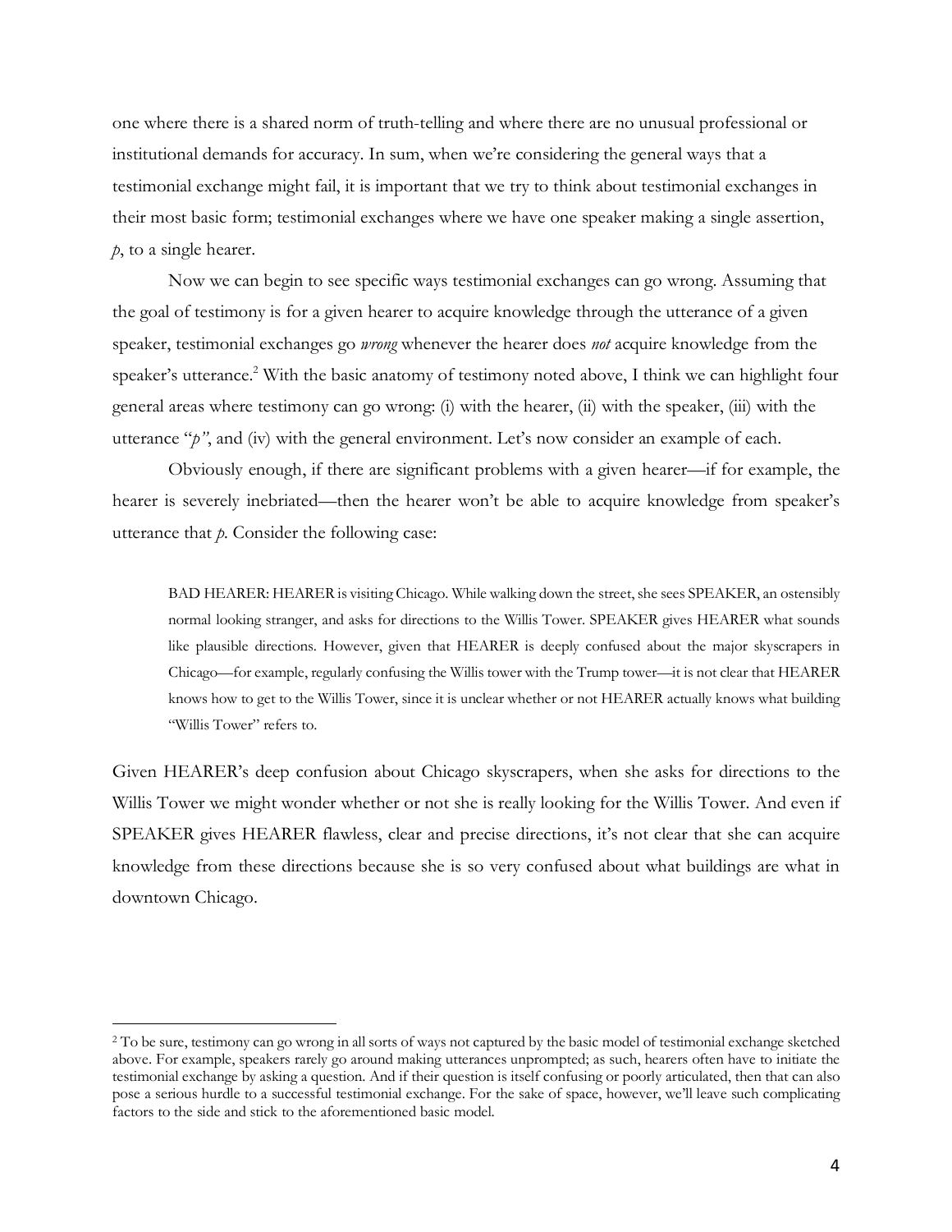one where there is a shared norm of truth-telling and where there are no unusual professional or institutional demands for accuracy. In sum, when we're considering the general ways that a testimonial exchange might fail, it is important that we try to think about testimonial exchanges in their most basic form; testimonial exchanges where we have one speaker making a single assertion, *p*, to a single hearer.

Now we can begin to see specific ways testimonial exchanges can go wrong. Assuming that the goal of testimony is for a given hearer to acquire knowledge through the utterance of a given speaker, testimonial exchanges go *wrong* whenever the hearer does *not* acquire knowledge from the speaker's utterance.[2] With the basic anatomy of testimony noted above, I think we can highlight four general areas where testimony can go wrong: (i) with the hearer, (ii) with the speaker, (iii) with the utterance "*p*", and (iv) with the general environment. Let's now consider an example of each.

Obviously enough, if there are significant problems with a given hearer—if for example, the hearer is severely inebriated—then the hearer won't be able to acquire knowledge from speaker's utterance that *p*. Consider the following case:

> BAD HEARER: HEARER is visiting Chicago. While walking down the street, she sees SPEAKER, an ostensibly normal looking stranger, and asks for directions to the Willis Tower. SPEAKER gives HEARER what sounds like plausible directions. However, given that HEARER is deeply confused about the major skyscrapers in Chicago—for example, regularly confusing the Willis tower with the Trump tower—it is not clear that HEARER knows how to get to the Willis Tower, since it is unclear whether or not HEARER actually knows what building "Willis Tower" refers to.

Given HEARER's deep confusion about Chicago skyscrapers, when she asks for directions to the Willis Tower we might wonder whether or not she is really looking for the Willis Tower. And even if SPEAKER gives HEARER flawless, clear and precise directions, it's not clear that she can acquire knowledge from these directions because she is so very confused about what buildings are what in downtown Chicago.

---

[2] To be sure, testimony can go wrong in all sorts of ways not captured by the basic model of testimonial exchange sketched above. For example, speakers rarely go around making utterances unprompted; as such, hearers often have to initiate the testimonial exchange by asking a question. And if their question is itself confusing or poorly articulated, then that can also pose a serious hurdle to a successful testimonial exchange. For the sake of space, however, we'll leave such complicating factors to the side and stick to the aforementioned basic model.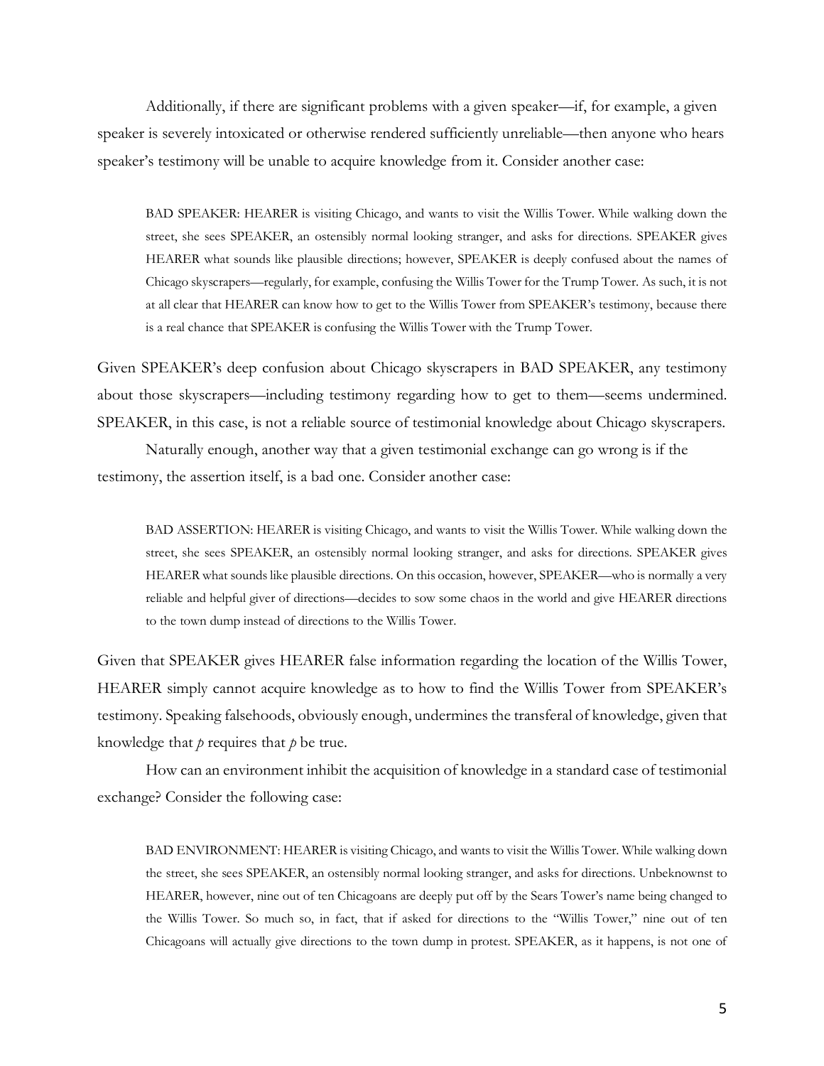Additionally, if there are significant problems with a given speaker—if, for example, a given speaker is severely intoxicated or otherwise rendered sufficiently unreliable—then anyone who hears speaker's testimony will be unable to acquire knowledge from it. Consider another case:

> BAD SPEAKER: HEARER is visiting Chicago, and wants to visit the Willis Tower. While walking down the street, she sees SPEAKER, an ostensibly normal looking stranger, and asks for directions. SPEAKER gives HEARER what sounds like plausible directions; however, SPEAKER is deeply confused about the names of Chicago skyscrapers—regularly, for example, confusing the Willis Tower for the Trump Tower. As such, it is not at all clear that HEARER can know how to get to the Willis Tower from SPEAKER's testimony, because there is a real chance that SPEAKER is confusing the Willis Tower with the Trump Tower.

Given SPEAKER's deep confusion about Chicago skyscrapers in BAD SPEAKER, any testimony about those skyscrapers—including testimony regarding how to get to them—seems undermined. SPEAKER, in this case, is not a reliable source of testimonial knowledge about Chicago skyscrapers.

Naturally enough, another way that a given testimonial exchange can go wrong is if the testimony, the assertion itself, is a bad one. Consider another case:

> BAD ASSERTION: HEARER is visiting Chicago, and wants to visit the Willis Tower. While walking down the street, she sees SPEAKER, an ostensibly normal looking stranger, and asks for directions. SPEAKER gives HEARER what sounds like plausible directions. On this occasion, however, SPEAKER—who is normally a very reliable and helpful giver of directions—decides to sow some chaos in the world and give HEARER directions to the town dump instead of directions to the Willis Tower.

Given that SPEAKER gives HEARER false information regarding the location of the Willis Tower, HEARER simply cannot acquire knowledge as to how to find the Willis Tower from SPEAKER's testimony. Speaking falsehoods, obviously enough, undermines the transferal of knowledge, given that knowledge that *p* requires that *p* be true.

How can an environment inhibit the acquisition of knowledge in a standard case of testimonial exchange? Consider the following case:

> BAD ENVIRONMENT: HEARER is visiting Chicago, and wants to visit the Willis Tower. While walking down the street, she sees SPEAKER, an ostensibly normal looking stranger, and asks for directions. Unbeknownst to HEARER, however, nine out of ten Chicagoans are deeply put off by the Sears Tower's name being changed to the Willis Tower. So much so, in fact, that if asked for directions to the "Willis Tower," nine out of ten Chicagoans will actually give directions to the town dump in protest. SPEAKER, as it happens, is not one of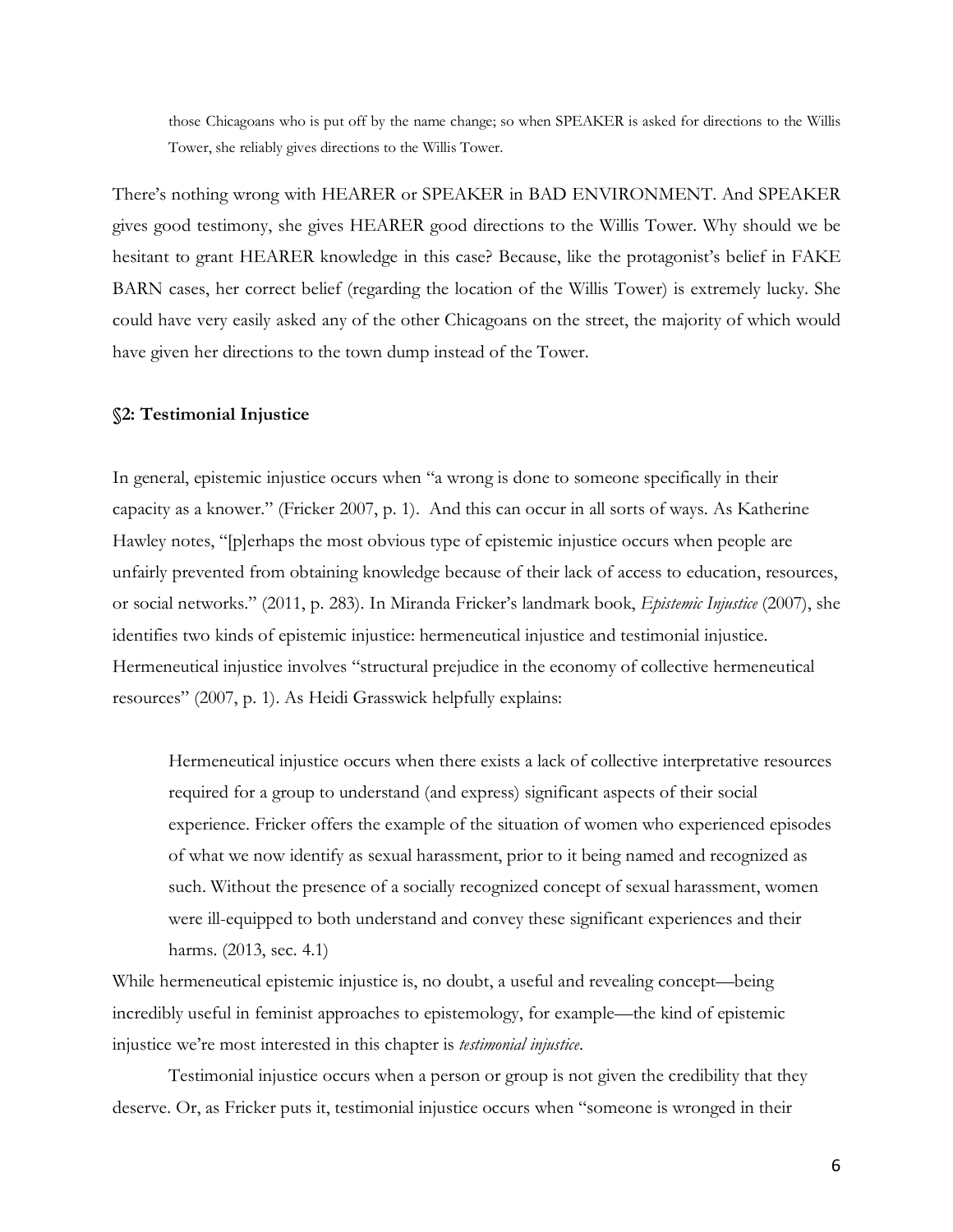> those Chicagoans who is put off by the name change; so when SPEAKER is asked for directions to the Willis Tower, she reliably gives directions to the Willis Tower.

There's nothing wrong with HEARER or SPEAKER in BAD ENVIRONMENT. And SPEAKER gives good testimony, she gives HEARER good directions to the Willis Tower. Why should we be hesitant to grant HEARER knowledge in this case? Because, like the protagonist's belief in FAKE BARN cases, her correct belief (regarding the location of the Willis Tower) is extremely lucky. She could have very easily asked any of the other Chicagoans on the street, the majority of which would have given her directions to the town dump instead of the Tower.

### §2: Testimonial Injustice

In general, epistemic injustice occurs when "a wrong is done to someone specifically in their capacity as a knower." (Fricker 2007, p. 1). And this can occur in all sorts of ways. As Katherine Hawley notes, "[p]erhaps the most obvious type of epistemic injustice occurs when people are unfairly prevented from obtaining knowledge because of their lack of access to education, resources, or social networks." (2011, p. 283). In Miranda Fricker's landmark book, *Epistemic Injustice* (2007), she identifies two kinds of epistemic injustice: hermeneutical injustice and testimonial injustice. Hermeneutical injustice involves "structural prejudice in the economy of collective hermeneutical resources" (2007, p. 1). As Heidi Grasswick helpfully explains:

> Hermeneutical injustice occurs when there exists a lack of collective interpretative resources required for a group to understand (and express) significant aspects of their social experience. Fricker offers the example of the situation of women who experienced episodes of what we now identify as sexual harassment, prior to it being named and recognized as such. Without the presence of a socially recognized concept of sexual harassment, women were ill-equipped to both understand and convey these significant experiences and their harms. (2013, sec. 4.1)

While hermeneutical epistemic injustice is, no doubt, a useful and revealing concept—being incredibly useful in feminist approaches to epistemology, for example—the kind of epistemic injustice we're most interested in this chapter is *testimonial injustice*.

Testimonial injustice occurs when a person or group is not given the credibility that they deserve. Or, as Fricker puts it, testimonial injustice occurs when "someone is wronged in their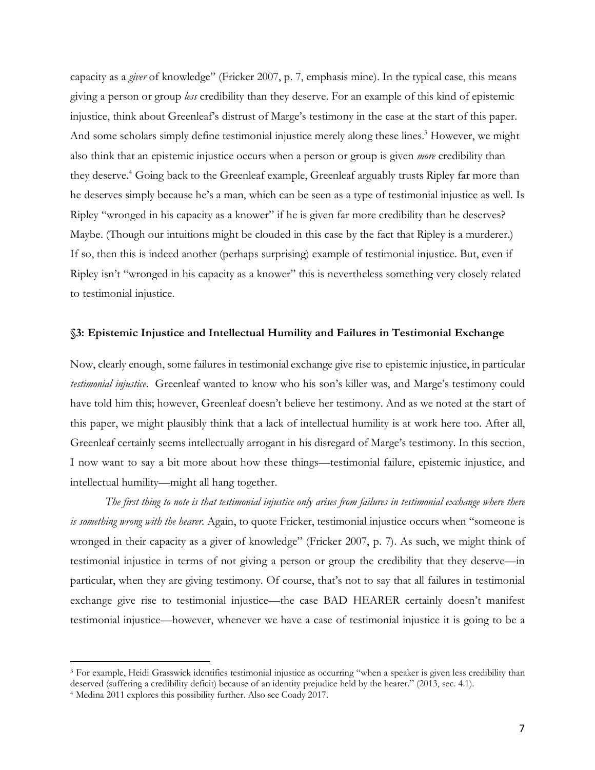capacity as a *giver* of knowledge" (Fricker 2007, p. 7, emphasis mine). In the typical case, this means giving a person or group *less* credibility than they deserve. For an example of this kind of epistemic injustice, think about Greenleaf's distrust of Marge's testimony in the case at the start of this paper. And some scholars simply define testimonial injustice merely along these lines.[3] However, we might also think that an epistemic injustice occurs when a person or group is given *more* credibility than they deserve.[4] Going back to the Greenleaf example, Greenleaf arguably trusts Ripley far more than he deserves simply because he's a man, which can be seen as a type of testimonial injustice as well. Is Ripley "wronged in his capacity as a knower" if he is given far more credibility than he deserves? Maybe. (Though our intuitions might be clouded in this case by the fact that Ripley is a murderer.) If so, then this is indeed another (perhaps surprising) example of testimonial injustice. But, even if Ripley isn't "wronged in his capacity as a knower" this is nevertheless something very closely related to testimonial injustice.

### §3: Epistemic Injustice and Intellectual Humility and Failures in Testimonial Exchange

Now, clearly enough, some failures in testimonial exchange give rise to epistemic injustice, in particular *testimonial injustice*. Greenleaf wanted to know who his son's killer was, and Marge's testimony could have told him this; however, Greenleaf doesn't believe her testimony. And as we noted at the start of this paper, we might plausibly think that a lack of intellectual humility is at work here too. After all, Greenleaf certainly seems intellectually arrogant in his disregard of Marge's testimony. In this section, I now want to say a bit more about how these things—testimonial failure, epistemic injustice, and intellectual humility—might all hang together.

*The first thing to note is that testimonial injustice only arises from failures in testimonial exchange where there is something wrong with the hearer.* Again, to quote Fricker, testimonial injustice occurs when "someone is wronged in their capacity as a giver of knowledge" (Fricker 2007, p. 7). As such, we might think of testimonial injustice in terms of not giving a person or group the credibility that they deserve—in particular, when they are giving testimony. Of course, that's not to say that all failures in testimonial exchange give rise to testimonial injustice—the case BAD HEARER certainly doesn't manifest testimonial injustice—however, whenever we have a case of testimonial injustice it is going to be a

---

[3] For example, Heidi Grasswick identifies testimonial injustice as occurring "when a speaker is given less credibility than deserved (suffering a credibility deficit) because of an identity prejudice held by the hearer." (2013, sec. 4.1).

[4] Medina 2011 explores this possibility further. Also see Coady 2017.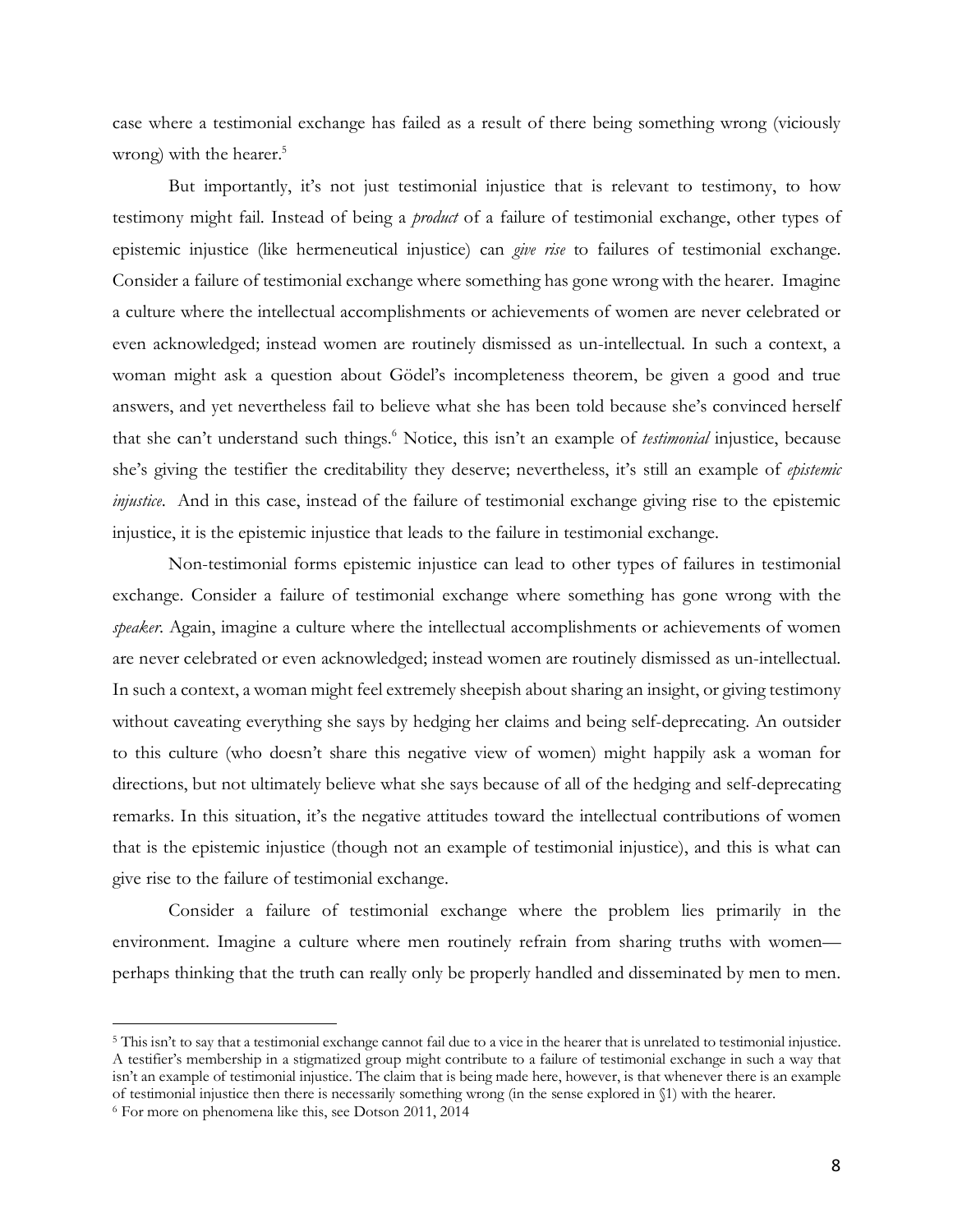case where a testimonial exchange has failed as a result of there being something wrong (viciously wrong) with the hearer.[5]

But importantly, it's not just testimonial injustice that is relevant to testimony, to how testimony might fail. Instead of being a *product* of a failure of testimonial exchange, other types of epistemic injustice (like hermeneutical injustice) can *give rise* to failures of testimonial exchange. Consider a failure of testimonial exchange where something has gone wrong with the hearer. Imagine a culture where the intellectual accomplishments or achievements of women are never celebrated or even acknowledged; instead women are routinely dismissed as un-intellectual. In such a context, a woman might ask a question about Gödel's incompleteness theorem, be given a good and true answers, and yet nevertheless fail to believe what she has been told because she's convinced herself that she can't understand such things.[6] Notice, this isn't an example of *testimonial* injustice, because she's giving the testifier the creditability they deserve; nevertheless, it's still an example of *epistemic injustice*. And in this case, instead of the failure of testimonial exchange giving rise to the epistemic injustice, it is the epistemic injustice that leads to the failure in testimonial exchange.

Non-testimonial forms epistemic injustice can lead to other types of failures in testimonial exchange. Consider a failure of testimonial exchange where something has gone wrong with the *speaker*. Again, imagine a culture where the intellectual accomplishments or achievements of women are never celebrated or even acknowledged; instead women are routinely dismissed as un-intellectual. In such a context, a woman might feel extremely sheepish about sharing an insight, or giving testimony without caveating everything she says by hedging her claims and being self-deprecating. An outsider to this culture (who doesn't share this negative view of women) might happily ask a woman for directions, but not ultimately believe what she says because of all of the hedging and self-deprecating remarks. In this situation, it's the negative attitudes toward the intellectual contributions of women that is the epistemic injustice (though not an example of testimonial injustice), and this is what can give rise to the failure of testimonial exchange.

Consider a failure of testimonial exchange where the problem lies primarily in the environment. Imagine a culture where men routinely refrain from sharing truths with women—perhaps thinking that the truth can really only be properly handled and disseminated by men to men.

---

[5] This isn't to say that a testimonial exchange cannot fail due to a vice in the hearer that is unrelated to testimonial injustice. A testifier's membership in a stigmatized group might contribute to a failure of testimonial exchange in such a way that isn't an example of testimonial injustice. The claim that is being made here, however, is that whenever there is an example of testimonial injustice then there is necessarily something wrong (in the sense explored in §1) with the hearer.

[6] For more on phenomena like this, see Dotson 2011, 2014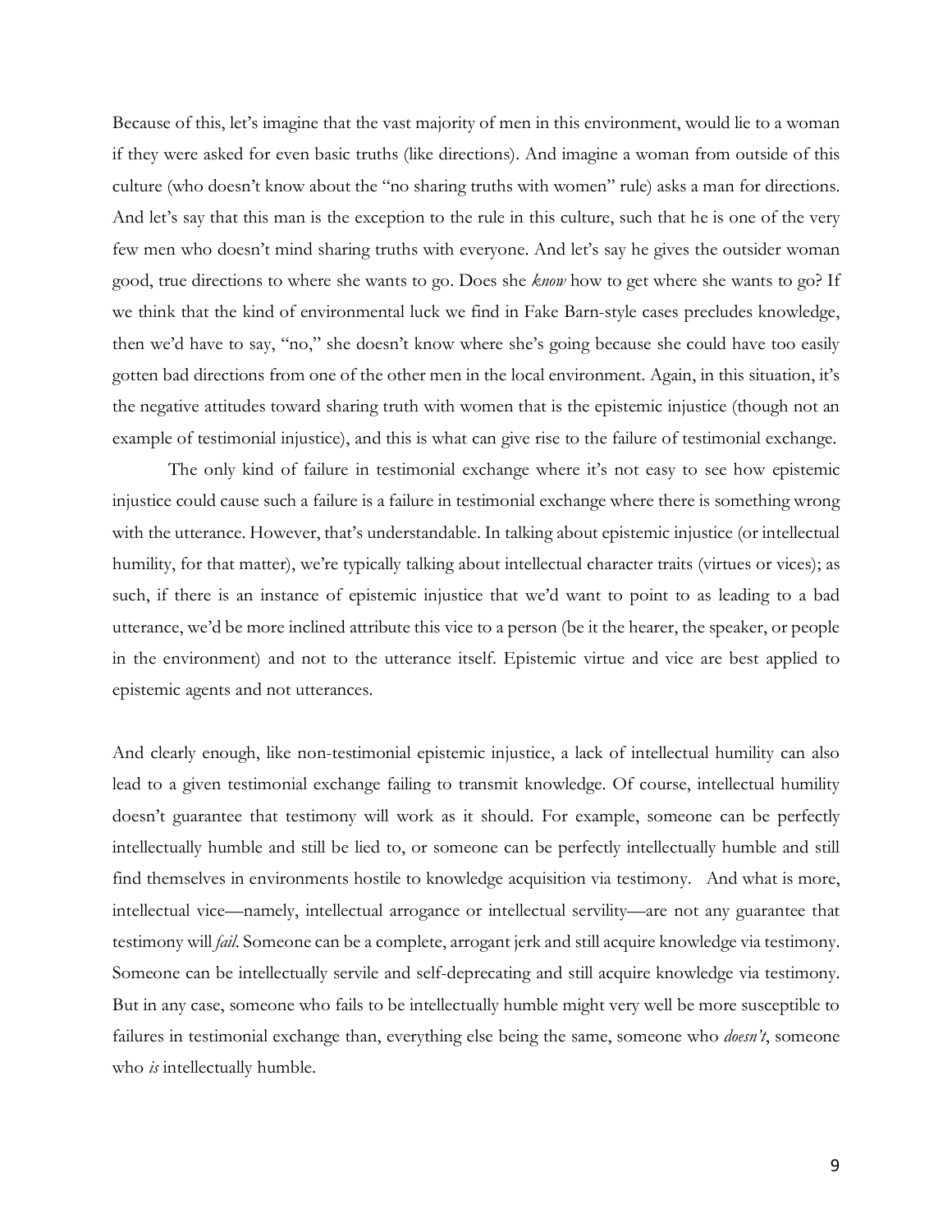Because of this, let's imagine that the vast majority of men in this environment, would lie to a woman if they were asked for even basic truths (like directions). And imagine a woman from outside of this culture (who doesn't know about the "no sharing truths with women" rule) asks a man for directions. And let's say that this man is the exception to the rule in this culture, such that he is one of the very few men who doesn't mind sharing truths with everyone. And let's say he gives the outsider woman good, true directions to where she wants to go. Does she *know* how to get where she wants to go? If we think that the kind of environmental luck we find in Fake Barn-style cases precludes knowledge, then we'd have to say, "no," she doesn't know where she's going because she could have too easily gotten bad directions from one of the other men in the local environment. Again, in this situation, it's the negative attitudes toward sharing truth with women that is the epistemic injustice (though not an example of testimonial injustice), and this is what can give rise to the failure of testimonial exchange.

The only kind of failure in testimonial exchange where it's not easy to see how epistemic injustice could cause such a failure is a failure in testimonial exchange where there is something wrong with the utterance. However, that's understandable. In talking about epistemic injustice (or intellectual humility, for that matter), we're typically talking about intellectual character traits (virtues or vices); as such, if there is an instance of epistemic injustice that we'd want to point to as leading to a bad utterance, we'd be more inclined attribute this vice to a person (be it the hearer, the speaker, or people in the environment) and not to the utterance itself. Epistemic virtue and vice are best applied to epistemic agents and not utterances.

And clearly enough, like non-testimonial epistemic injustice, a lack of intellectual humility can also lead to a given testimonial exchange failing to transmit knowledge. Of course, intellectual humility doesn't guarantee that testimony will work as it should. For example, someone can be perfectly intellectually humble and still be lied to, or someone can be perfectly intellectually humble and still find themselves in environments hostile to knowledge acquisition via testimony. And what is more, intellectual vice—namely, intellectual arrogance or intellectual servility—are not any guarantee that testimony will *fail*. Someone can be a complete, arrogant jerk and still acquire knowledge via testimony. Someone can be intellectually servile and self-deprecating and still acquire knowledge via testimony. But in any case, someone who fails to be intellectually humble might very well be more susceptible to failures in testimonial exchange than, everything else being the same, someone who *doesn't*, someone who *is* intellectually humble.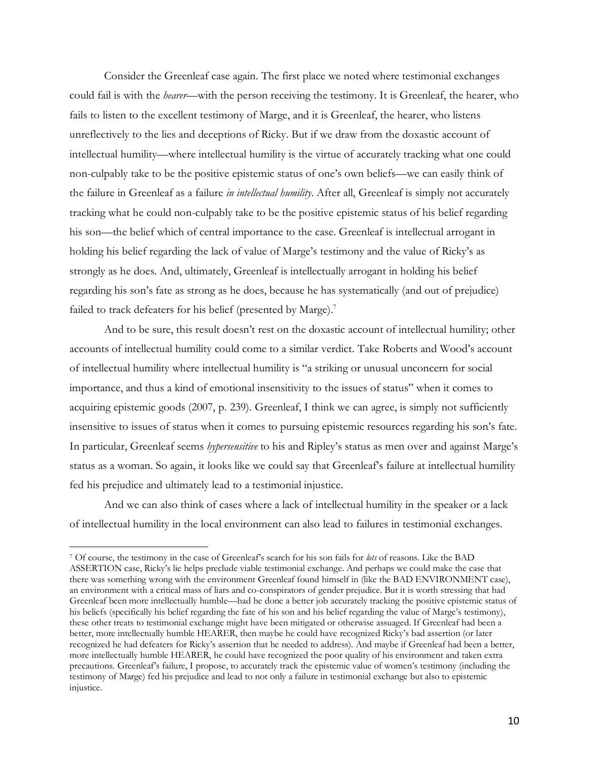Consider the Greenleaf case again. The first place we noted where testimonial exchanges could fail is with the *hearer*—with the person receiving the testimony. It is Greenleaf, the hearer, who fails to listen to the excellent testimony of Marge, and it is Greenleaf, the hearer, who listens unreflectively to the lies and deceptions of Ricky. But if we draw from the doxastic account of intellectual humility—where intellectual humility is the virtue of accurately tracking what one could non-culpably take to be the positive epistemic status of one's own beliefs—we can easily think of the failure in Greenleaf as a failure *in intellectual humility*. After all, Greenleaf is simply not accurately tracking what he could non-culpably take to be the positive epistemic status of his belief regarding his son—the belief which of central importance to the case. Greenleaf is intellectual arrogant in holding his belief regarding the lack of value of Marge's testimony and the value of Ricky's as strongly as he does. And, ultimately, Greenleaf is intellectually arrogant in holding his belief regarding his son's fate as strong as he does, because he has systematically (and out of prejudice) failed to track defeaters for his belief (presented by Marge).[7]

And to be sure, this result doesn't rest on the doxastic account of intellectual humility; other accounts of intellectual humility could come to a similar verdict. Take Roberts and Wood's account of intellectual humility where intellectual humility is "a striking or unusual unconcern for social importance, and thus a kind of emotional insensitivity to the issues of status" when it comes to acquiring epistemic goods (2007, p. 239). Greenleaf, I think we can agree, is simply not sufficiently insensitive to issues of status when it comes to pursuing epistemic resources regarding his son's fate. In particular, Greenleaf seems *hypersensitive* to his and Ripley's status as men over and against Marge's status as a woman. So again, it looks like we could say that Greenleaf's failure at intellectual humility fed his prejudice and ultimately lead to a testimonial injustice.

And we can also think of cases where a lack of intellectual humility in the speaker or a lack of intellectual humility in the local environment can also lead to failures in testimonial exchanges.

[7] Of course, the testimony in the case of Greenleaf's search for his son fails for *lots* of reasons. Like the BAD ASSERTION case, Ricky's lie helps preclude viable testimonial exchange. And perhaps we could make the case that there was something wrong with the environment Greenleaf found himself in (like the BAD ENVIRONMENT case), an environment with a critical mass of liars and co-conspirators of gender prejudice. But it is worth stressing that had Greenleaf been more intellectually humble—had he done a better job accurately tracking the positive epistemic status of his beliefs (specifically his belief regarding the fate of his son and his belief regarding the value of Marge's testimony), these other treats to testimonial exchange might have been mitigated or otherwise assuaged. If Greenleaf had been a better, more intellectually humble HEARER, then maybe he could have recognized Ricky's bad assertion (or later recognized he had defeaters for Ricky's assertion that he needed to address). And maybe if Greenleaf had been a better, more intellectually humble HEARER, he could have recognized the poor quality of his environment and taken extra precautions. Greenleaf's failure, I propose, to accurately track the epistemic value of women's testimony (including the testimony of Marge) fed his prejudice and lead to not only a failure in testimonial exchange but also to epistemic injustice.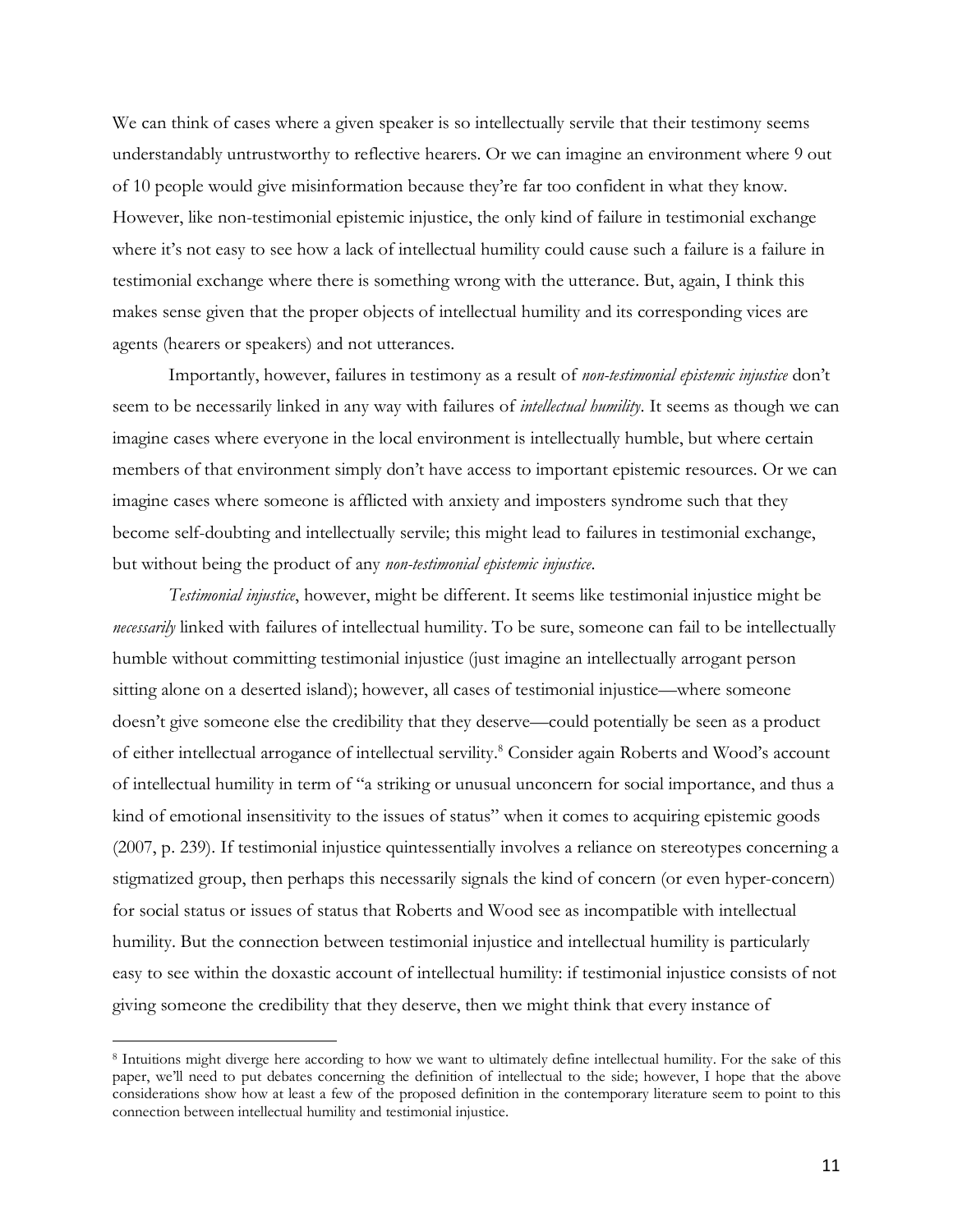We can think of cases where a given speaker is so intellectually servile that their testimony seems understandably untrustworthy to reflective hearers. Or we can imagine an environment where 9 out of 10 people would give misinformation because they're far too confident in what they know. However, like non-testimonial epistemic injustice, the only kind of failure in testimonial exchange where it's not easy to see how a lack of intellectual humility could cause such a failure is a failure in testimonial exchange where there is something wrong with the utterance. But, again, I think this makes sense given that the proper objects of intellectual humility and its corresponding vices are agents (hearers or speakers) and not utterances.

Importantly, however, failures in testimony as a result of *non-testimonial epistemic injustice* don't seem to be necessarily linked in any way with failures of *intellectual humility*. It seems as though we can imagine cases where everyone in the local environment is intellectually humble, but where certain members of that environment simply don't have access to important epistemic resources. Or we can imagine cases where someone is afflicted with anxiety and imposters syndrome such that they become self-doubting and intellectually servile; this might lead to failures in testimonial exchange, but without being the product of any *non-testimonial epistemic injustice*.

*Testimonial injustice*, however, might be different. It seems like testimonial injustice might be *necessarily* linked with failures of intellectual humility. To be sure, someone can fail to be intellectually humble without committing testimonial injustice (just imagine an intellectually arrogant person sitting alone on a deserted island); however, all cases of testimonial injustice—where someone doesn't give someone else the credibility that they deserve—could potentially be seen as a product of either intellectual arrogance of intellectual servility.[8] Consider again Roberts and Wood's account of intellectual humility in term of "a striking or unusual unconcern for social importance, and thus a kind of emotional insensitivity to the issues of status" when it comes to acquiring epistemic goods (2007, p. 239). If testimonial injustice quintessentially involves a reliance on stereotypes concerning a stigmatized group, then perhaps this necessarily signals the kind of concern (or even hyper-concern) for social status or issues of status that Roberts and Wood see as incompatible with intellectual humility. But the connection between testimonial injustice and intellectual humility is particularly easy to see within the doxastic account of intellectual humility: if testimonial injustice consists of not giving someone the credibility that they deserve, then we might think that every instance of

[8] Intuitions might diverge here according to how we want to ultimately define intellectual humility. For the sake of this paper, we'll need to put debates concerning the definition of intellectual to the side; however, I hope that the above considerations show how at least a few of the proposed definition in the contemporary literature seem to point to this connection between intellectual humility and testimonial injustice.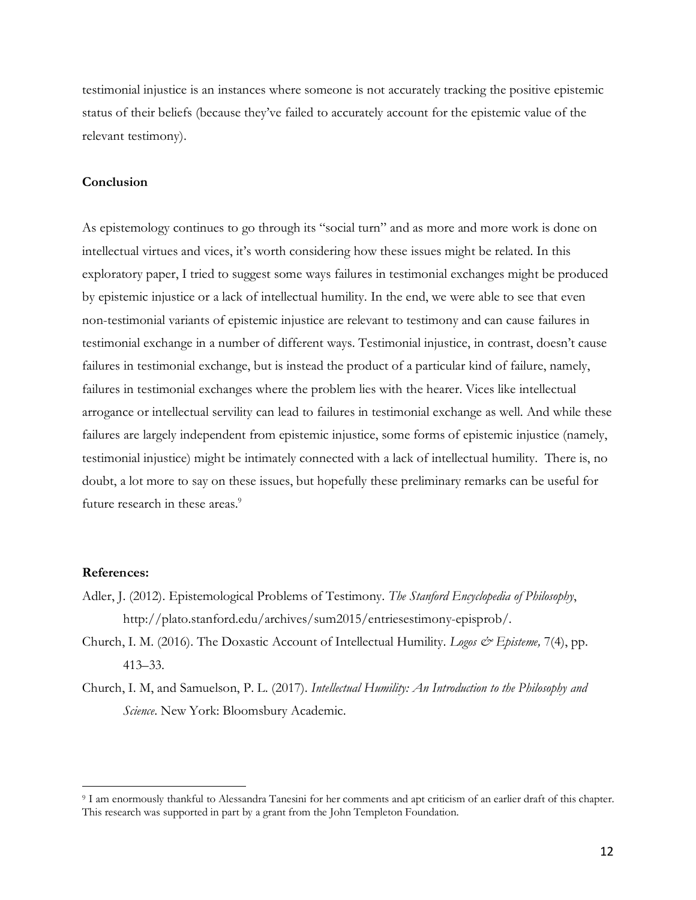testimonial injustice is an instances where someone is not accurately tracking the positive epistemic status of their beliefs (because they've failed to accurately account for the epistemic value of the relevant testimony).

## Conclusion

As epistemology continues to go through its "social turn" and as more and more work is done on intellectual virtues and vices, it's worth considering how these issues might be related. In this exploratory paper, I tried to suggest some ways failures in testimonial exchanges might be produced by epistemic injustice or a lack of intellectual humility. In the end, we were able to see that even non-testimonial variants of epistemic injustice are relevant to testimony and can cause failures in testimonial exchange in a number of different ways. Testimonial injustice, in contrast, doesn't cause failures in testimonial exchange, but is instead the product of a particular kind of failure, namely, failures in testimonial exchanges where the problem lies with the hearer. Vices like intellectual arrogance or intellectual servility can lead to failures in testimonial exchange as well. And while these failures are largely independent from epistemic injustice, some forms of epistemic injustice (namely, testimonial injustice) might be intimately connected with a lack of intellectual humility. There is, no doubt, a lot more to say on these issues, but hopefully these preliminary remarks can be useful for future research in these areas.[9]

## References:

Adler, J. (2012). Epistemological Problems of Testimony. *The Stanford Encyclopedia of Philosophy*, http://plato.stanford.edu/archives/sum2015/entriesestimony-episprob/.

Church, I. M. (2016). The Doxastic Account of Intellectual Humility. *Logos & Episteme,* 7(4), pp. 413–33.

Church, I. M, and Samuelson, P. L. (2017). *Intellectual Humility: An Introduction to the Philosophy and Science*. New York: Bloomsbury Academic.

---

[9] I am enormously thankful to Alessandra Tanesini for her comments and apt criticism of an earlier draft of this chapter. This research was supported in part by a grant from the John Templeton Foundation.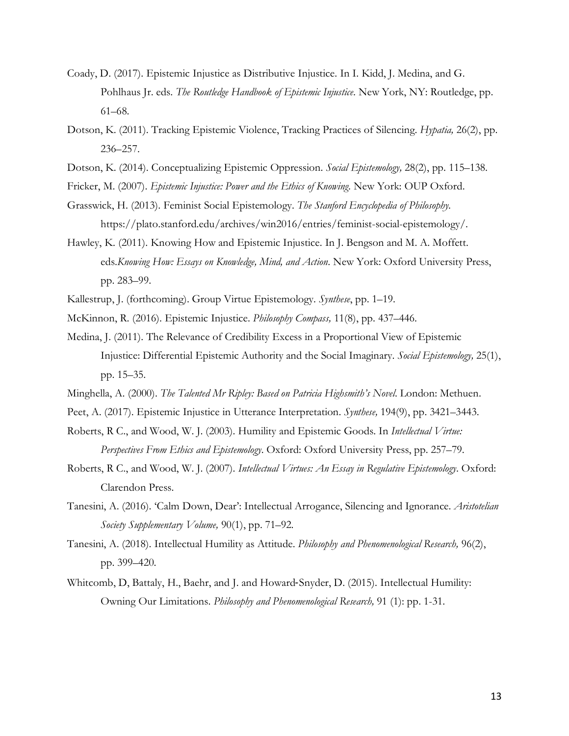Coady, D. (2017). Epistemic Injustice as Distributive Injustice. In I. Kidd, J. Medina, and G. Pohlhaus Jr. eds. *The Routledge Handbook of Epistemic Injustice*. New York, NY: Routledge, pp. 61–68.

Dotson, K. (2011). Tracking Epistemic Violence, Tracking Practices of Silencing. *Hypatia,* 26(2), pp. 236–257.

Dotson, K. (2014). Conceptualizing Epistemic Oppression. *Social Epistemology,* 28(2), pp. 115–138.

Fricker, M. (2007). *Epistemic Injustice: Power and the Ethics of Knowing*. New York: OUP Oxford.

Grasswick, H. (2013). Feminist Social Epistemology. *The Stanford Encyclopedia of Philosophy*. https://plato.stanford.edu/archives/win2016/entries/feminist-social-epistemology/.

Hawley, K. (2011). Knowing How and Epistemic Injustice. In J. Bengson and M. A. Moffett. eds.*Knowing How: Essays on Knowledge, Mind, and Action*. New York: Oxford University Press, pp. 283–99.

Kallestrup, J. (forthcoming). Group Virtue Epistemology. *Synthese*, pp. 1–19.

McKinnon, R. (2016). Epistemic Injustice. *Philosophy Compass,* 11(8), pp. 437–446.

Medina, J. (2011). The Relevance of Credibility Excess in a Proportional View of Epistemic Injustice: Differential Epistemic Authority and the Social Imaginary. *Social Epistemology,* 25(1), pp. 15–35.

Minghella, A. (2000). *The Talented Mr Ripley: Based on Patricia Highsmith's Novel*. London: Methuen.

Peet, A. (2017). Epistemic Injustice in Utterance Interpretation. *Synthese,* 194(9), pp. 3421–3443.

Roberts, R C., and Wood, W. J. (2003). Humility and Epistemic Goods. In *Intellectual Virtue: Perspectives From Ethics and Epistemology*. Oxford: Oxford University Press, pp. 257–79.

Roberts, R C., and Wood, W. J. (2007). *Intellectual Virtues: An Essay in Regulative Epistemology*. Oxford: Clarendon Press.

Tanesini, A. (2016). 'Calm Down, Dear': Intellectual Arrogance, Silencing and Ignorance. *Aristotelian Society Supplementary Volume,* 90(1), pp. 71–92.

Tanesini, A. (2018). Intellectual Humility as Attitude. *Philosophy and Phenomenological Research,* 96(2), pp. 399–420.

Whitcomb, D, Battaly, H., Baehr, and J. and Howard-Snyder, D. (2015). Intellectual Humility: Owning Our Limitations. *Philosophy and Phenomenological Research,* 91 (1): pp. 1-31.